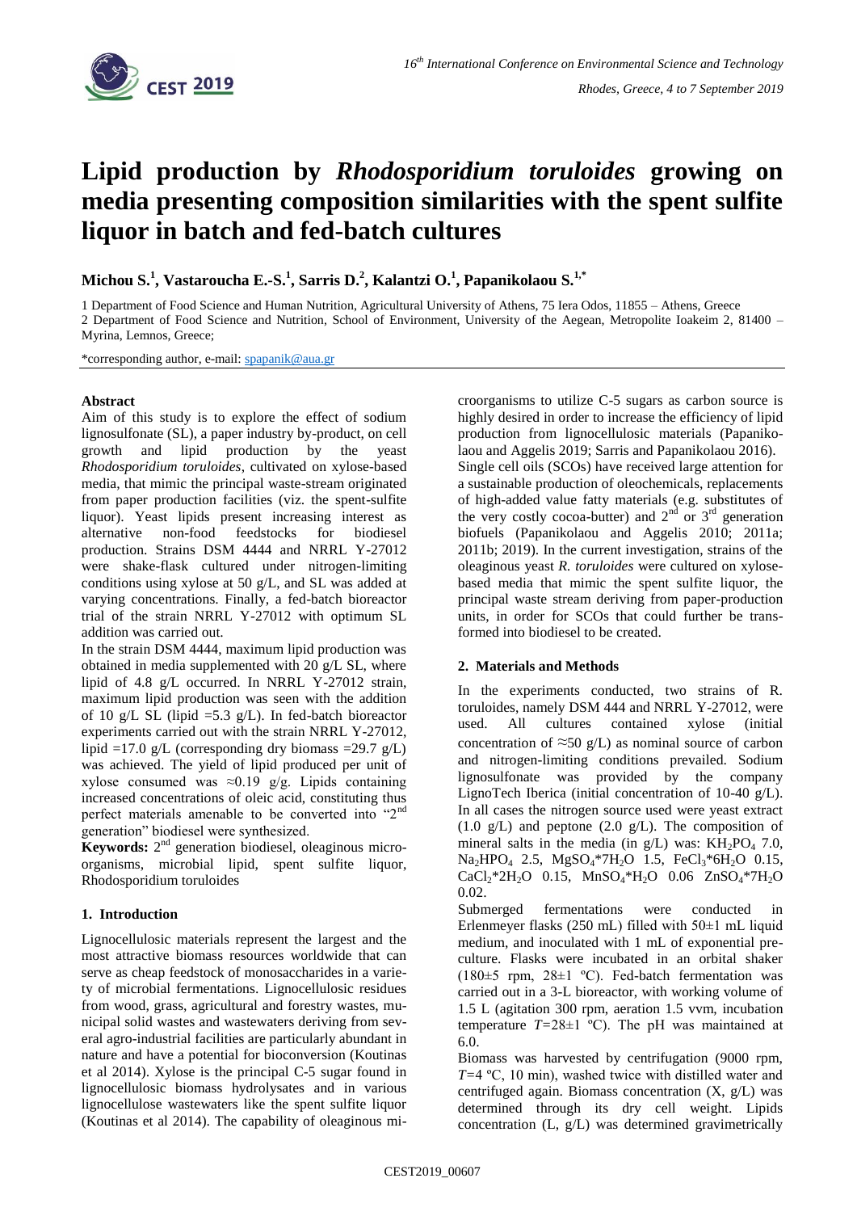# Lipid production by *Rhodosporidium toruloides* growing on media presenting composition similarities with the spent sulfite liquor in batch and fed-batch cultures

**Michou S.[1], Vastaroucha E.-S.[1], Sarris D.[2], Kalantzi O.[1], Papanikolaou S.[1,*]**

1 Department of Food Science and Human Nutrition, Agricultural University of Athens, 75 Iera Odos, 11855 – Athens, Greece
2 Department of Food Science and Nutrition, School of Environment, University of the Aegean, Metropolite Ioakeim 2, 81400 – Myrina, Lemnos, Greece;

*corresponding author, e-mail: spapanik@aua.gr

### Abstract

Aim of this study is to explore the effect of sodium lignosulfonate (SL), a paper industry by-product, on cell growth and lipid production by the yeast *Rhodosporidium toruloides*, cultivated on xylose-based media, that mimic the principal waste-stream originated from paper production facilities (viz. the spent-sulfite liquor). Yeast lipids present increasing interest as alternative non-food feedstocks for biodiesel production. Strains DSM 4444 and NRRL Y-27012 were shake-flask cultured under nitrogen-limiting conditions using xylose at 50 g/L, and SL was added at varying concentrations. Finally, a fed-batch bioreactor trial of the strain NRRL Y-27012 with optimum SL addition was carried out.

In the strain DSM 4444, maximum lipid production was obtained in media supplemented with 20 g/L SL, where lipid of 4.8 g/L occurred. In NRRL Y-27012 strain, maximum lipid production was seen with the addition of 10 g/L SL (lipid =5.3 g/L). In fed-batch bioreactor experiments carried out with the strain NRRL Y-27012, lipid =17.0 g/L (corresponding dry biomass =29.7 g/L) was achieved. The yield of lipid produced per unit of xylose consumed was ≈0.19 g/g. Lipids containing increased concentrations of oleic acid, constituting thus perfect materials amenable to be converted into "2nd generation" biodiesel were synthesized.

**Keywords:** 2nd generation biodiesel, oleaginous microorganisms, microbial lipid, spent sulfite liquor, Rhodosporidium toruloides

## 1. Introduction

Lignocellulosic materials represent the largest and the most attractive biomass resources worldwide that can serve as cheap feedstock of monosaccharides in a variety of microbial fermentations. Lignocellulosic residues from wood, grass, agricultural and forestry wastes, municipal solid wastes and wastewaters deriving from several agro-industrial facilities are particularly abundant in nature and have a potential for bioconversion (Koutinas et al 2014). Xylose is the principal C-5 sugar found in lignocellulosic biomass hydrolysates and in various lignocellulose wastewaters like the spent sulfite liquor (Koutinas et al 2014). The capability of oleaginous microorganisms to utilize C-5 sugars as carbon source is highly desired in order to increase the efficiency of lipid production from lignocellulosic materials (Papanikolaou and Aggelis 2019; Sarris and Papanikolaou 2016).

Single cell oils (SCOs) have received large attention for a sustainable production of oleochemicals, replacements of high-added value fatty materials (e.g. substitutes of the very costly cocoa-butter) and 2nd or 3rd generation biofuels (Papanikolaou and Aggelis 2010; 2011a; 2011b; 2019). In the current investigation, strains of the oleaginous yeast *R. toruloides* were cultured on xylose-based media that mimic the spent sulfite liquor, the principal waste stream deriving from paper-production units, in order for SCOs that could further be transformed into biodiesel to be created.

## 2. Materials and Methods

In the experiments conducted, two strains of R. toruloides, namely DSM 444 and NRRL Y-27012, were used. All cultures contained xylose (initial concentration of ≈50 g/L) as nominal source of carbon and nitrogen-limiting conditions prevailed. Sodium lignosulfonate was provided by the company LignoTech Iberica (initial concentration of 10-40 g/L). In all cases the nitrogen source used were yeast extract (1.0 g/L) and peptone (2.0 g/L). The composition of mineral salts in the media (in g/L) was: $KH_2PO_4$ 7.0, $Na_2HPO_4$ 2.5, $MgSO_4*7H_2O$ 1.5, $FeCl_3*6H_2O$ 0.15, $CaCl_2*2H_2O$ 0.15, $MnSO_4*H_2O$ 0.06 $ZnSO_4*7H_2O$ 0.02.

Submerged fermentations were conducted in Erlenmeyer flasks (250 mL) filled with 50±1 mL liquid medium, and inoculated with 1 mL of exponential pre-culture. Flasks were incubated in an orbital shaker (180±5 rpm, 28±1 ºC). Fed-batch fermentation was carried out in a 3-L bioreactor, with working volume of 1.5 L (agitation 300 rpm, aeration 1.5 vvm, incubation temperature $T$=28±1 ºC). The pH was maintained at 6.0.

Biomass was harvested by centrifugation (9000 rpm, $T$=4 ºC, 10 min), washed twice with distilled water and centrifuged again. Biomass concentration (X, g/L) was determined through its dry cell weight. Lipids concentration (L, g/L) was determined gravimetrically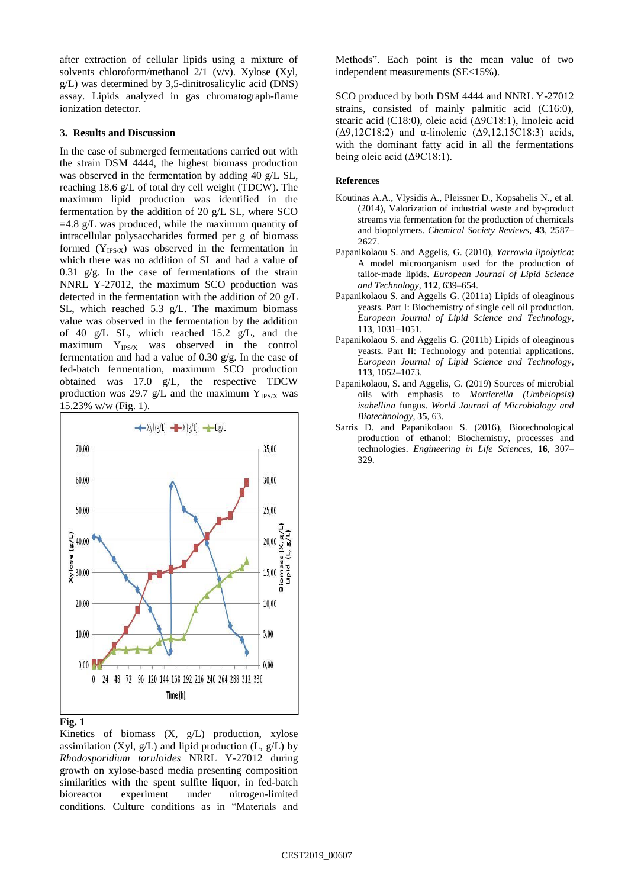after extraction of cellular lipids using a mixture of solvents chloroform/methanol 2/1 (v/v). Xylose (Xyl, g/L) was determined by 3,5-dinitrosalicylic acid (DNS) assay. Lipids analyzed in gas chromatograph-flame ionization detector.

## 3. Results and Discussion

In the case of submerged fermentations carried out with the strain DSM 4444, the highest biomass production was observed in the fermentation by adding 40 g/L SL, reaching 18.6 g/L of total dry cell weight (TDCW). The maximum lipid production was identified in the fermentation by the addition of 20 g/L SL, where SCO =4.8 g/L was produced, while the maximum quantity of intracellular polysaccharides formed per g of biomass formed ($Y_{IPS/X}$) was observed in the fermentation in which there was no addition of SL and had a value of 0.31 g/g. In the case of fermentations of the strain NNRL Y-27012, the maximum SCO production was detected in the fermentation with the addition of 20 g/L SL, which reached 5.3 g/L. The maximum biomass value was observed in the fermentation by the addition of 40 g/L SL, which reached 15.2 g/L, and the maximum $Y_{IPS/X}$ was observed in the control fermentation and had a value of 0.30 g/g. In the case of fed-batch fermentation, maximum SCO production obtained was 17.0 g/L, the respective TDCW production was 29.7 g/L and the maximum $Y_{IPS/X}$ was 15.23% w/w (Fig. 1).

Xyl (g/L) X (g/L) L g/L

Xylose (g/L)

Biomass (X, g/L) Lipid (L, g/L)

0,00 10,00 20,00 30,00 40,00 50,00 60,00 70,00

0,00 5,00 10,00 15,00 20,00 25,00 30,00 35,00

0 24 48 72 96 120 144 168 192 216 240 264 288 312 336

Time (h)

**Fig. 1**

Kinetics of biomass (X, g/L) production, xylose assimilation (Xyl, g/L) and lipid production (L, g/L) by *Rhodosporidium toruloides* NRRL Y-27012 during growth on xylose-based media presenting composition similarities with the spent sulfite liquor, in fed-batch bioreactor experiment under nitrogen-limited conditions. Culture conditions as in "Materials and Methods". Each point is the mean value of two independent measurements (SE<15%).

SCO produced by both DSM 4444 and NNRL Y-27012 strains, consisted of mainly palmitic acid (C16:0), stearic acid (C18:0), oleic acid (Δ9C18:1), linoleic acid (Δ9,12C18:2) and α-linolenic (Δ9,12,15C18:3) acids, with the dominant fatty acid in all the fermentations being oleic acid (Δ9C18:1).

## References

Koutinas A.A., Vlysidis A., Pleissner D., Kopsahelis N., et al. (2014), Valorization of industrial waste and by-product streams via fermentation for the production of chemicals and biopolymers. *Chemical Society Reviews*, **43**, 2587–2627.

Papanikolaou S. and Aggelis, G. (2010), *Yarrowia lipolytica*: A model microorganism used for the production of tailor-made lipids. *European Journal of Lipid Science and Technology*, **112**, 639–654.

Papanikolaou S. and Aggelis G. (2011a) Lipids of oleaginous yeasts. Part I: Biochemistry of single cell oil production. *European Journal of Lipid Science and Technology*, **113**, 1031–1051.

Papanikolaou S. and Aggelis G. (2011b) Lipids of oleaginous yeasts. Part II: Technology and potential applications. *European Journal of Lipid Science and Technology*, **113**, 1052–1073.

Papanikolaou, S. and Aggelis, G. (2019) Sources of microbial oils with emphasis to *Mortierella (Umbelopsis) isabellina* fungus. *World Journal of Microbiology and Biotechnology*, **35**, 63.

Sarris D. and Papanikolaou S. (2016), Biotechnological production of ethanol: Biochemistry, processes and technologies. *Engineering in Life Sciences*, **16**, 307–329.